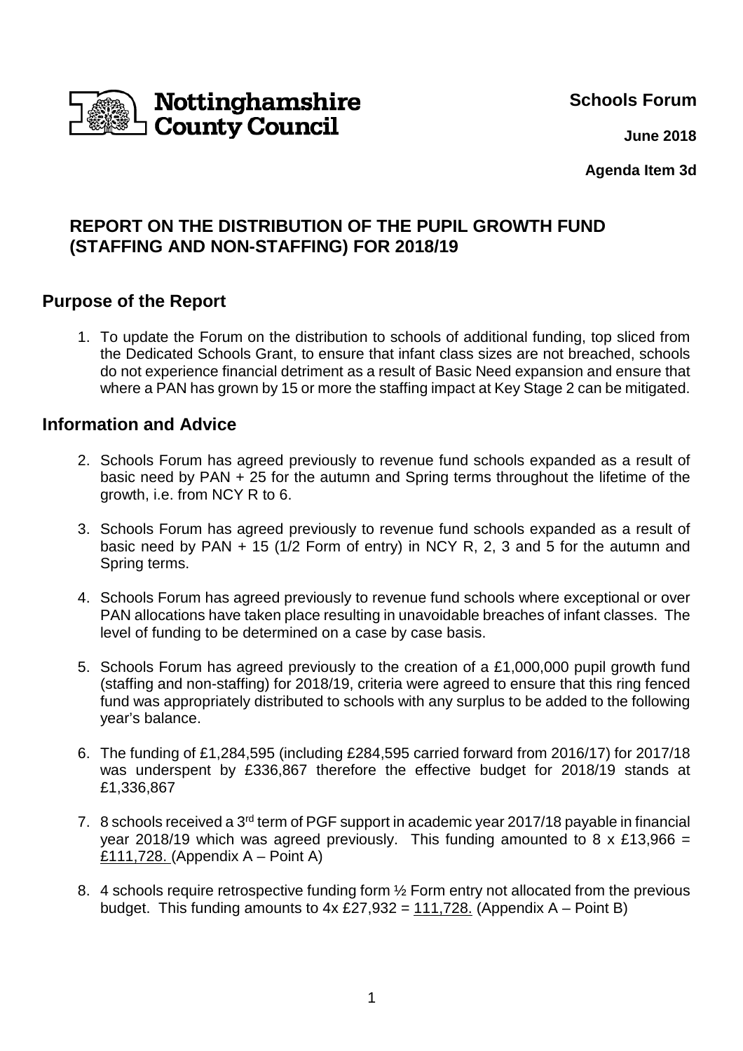Nottinghamshire County Council

**Schools Forum**

**June 2018**

**Agenda Item 3d**

## REPORT ON THE DISTRIBUTION OF THE PUPIL GROWTH FUND (STAFFING AND NON-STAFFING) FOR 2018/19

## Purpose of the Report

1. To update the Forum on the distribution to schools of additional funding, top sliced from the Dedicated Schools Grant, to ensure that infant class sizes are not breached, schools do not experience financial detriment as a result of Basic Need expansion and ensure that where a PAN has grown by 15 or more the staffing impact at Key Stage 2 can be mitigated.

## Information and Advice

2. Schools Forum has agreed previously to revenue fund schools expanded as a result of basic need by PAN + 25 for the autumn and Spring terms throughout the lifetime of the growth, i.e. from NCY R to 6.

3. Schools Forum has agreed previously to revenue fund schools expanded as a result of basic need by PAN + 15 (1/2 Form of entry) in NCY R, 2, 3 and 5 for the autumn and Spring terms.

4. Schools Forum has agreed previously to revenue fund schools where exceptional or over PAN allocations have taken place resulting in unavoidable breaches of infant classes. The level of funding to be determined on a case by case basis.

5. Schools Forum has agreed previously to the creation of a £1,000,000 pupil growth fund (staffing and non-staffing) for 2018/19, criteria were agreed to ensure that this ring fenced fund was appropriately distributed to schools with any surplus to be added to the following year's balance.

6. The funding of £1,284,595 (including £284,595 carried forward from 2016/17) for 2017/18 was underspent by £336,867 therefore the effective budget for 2018/19 stands at £1,336,867

7. 8 schools received a 3rd term of PGF support in academic year 2017/18 payable in financial year 2018/19 which was agreed previously. This funding amounted to 8 x £13,966 = £111,728. (Appendix A – Point A)

8. 4 schools require retrospective funding form ½ Form entry not allocated from the previous budget. This funding amounts to 4x £27,932 = 111,728. (Appendix A – Point B)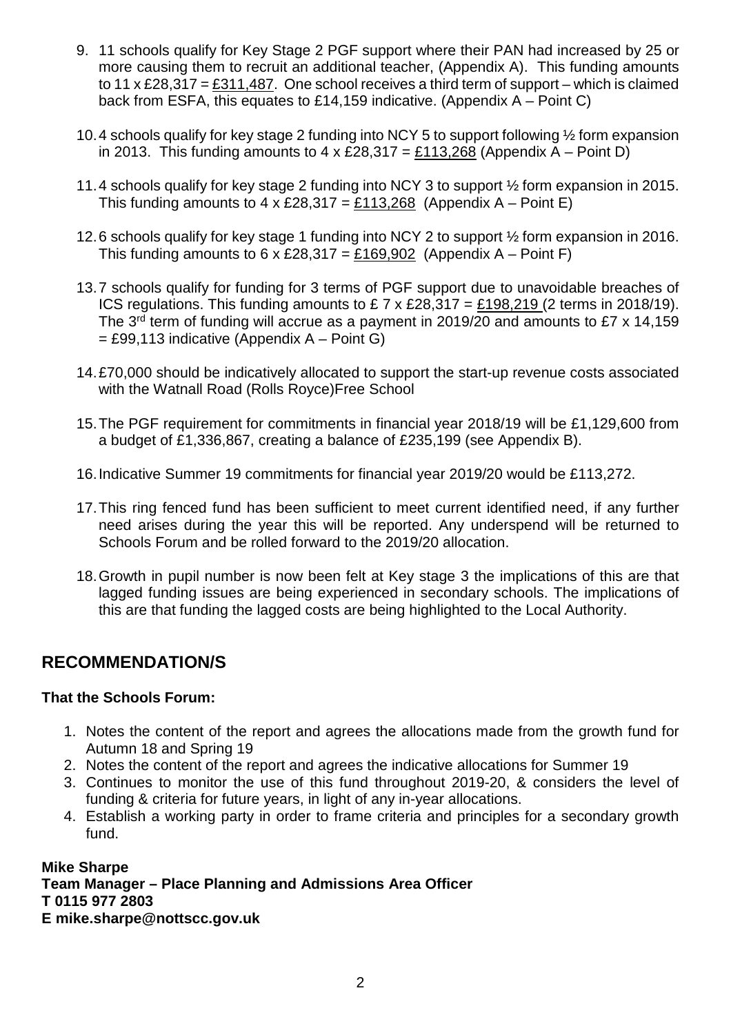9. 11 schools qualify for Key Stage 2 PGF support where their PAN had increased by 25 or more causing them to recruit an additional teacher, (Appendix A). This funding amounts to 11 x £28,317 = £311,487. One school receives a third term of support – which is claimed back from ESFA, this equates to £14,159 indicative. (Appendix A – Point C)

10. 4 schools qualify for key stage 2 funding into NCY 5 to support following ½ form expansion in 2013. This funding amounts to 4 x £28,317 = £113,268 (Appendix A – Point D)

11. 4 schools qualify for key stage 2 funding into NCY 3 to support ½ form expansion in 2015. This funding amounts to 4 x £28,317 = £113,268 (Appendix A – Point E)

12. 6 schools qualify for key stage 1 funding into NCY 2 to support ½ form expansion in 2016. This funding amounts to 6 x £28,317 = £169,902 (Appendix A – Point F)

13. 7 schools qualify for funding for 3 terms of PGF support due to unavoidable breaches of ICS regulations. This funding amounts to £ 7 x £28,317 = £198,219 (2 terms in 2018/19). The 3rd term of funding will accrue as a payment in 2019/20 and amounts to £7 x 14,159 = £99,113 indicative (Appendix A – Point G)

14. £70,000 should be indicatively allocated to support the start-up revenue costs associated with the Watnall Road (Rolls Royce)Free School

15. The PGF requirement for commitments in financial year 2018/19 will be £1,129,600 from a budget of £1,336,867, creating a balance of £235,199 (see Appendix B).

16. Indicative Summer 19 commitments for financial year 2019/20 would be £113,272.

17. This ring fenced fund has been sufficient to meet current identified need, if any further need arises during the year this will be reported. Any underspend will be returned to Schools Forum and be rolled forward to the 2019/20 allocation.

18. Growth in pupil number is now been felt at Key stage 3 the implications of this are that lagged funding issues are being experienced in secondary schools. The implications of this are that funding the lagged costs are being highlighted to the Local Authority.

## RECOMMENDATION/S

**That the Schools Forum:**

1. Notes the content of the report and agrees the allocations made from the growth fund for Autumn 18 and Spring 19
2. Notes the content of the report and agrees the indicative allocations for Summer 19
3. Continues to monitor the use of this fund throughout 2019-20, & considers the level of funding & criteria for future years, in light of any in-year allocations.
4. Establish a working party in order to frame criteria and principles for a secondary growth fund.

**Mike Sharpe**
**Team Manager – Place Planning and Admissions Area Officer**
**T 0115 977 2803**
**E mike.sharpe@nottscc.gov.uk**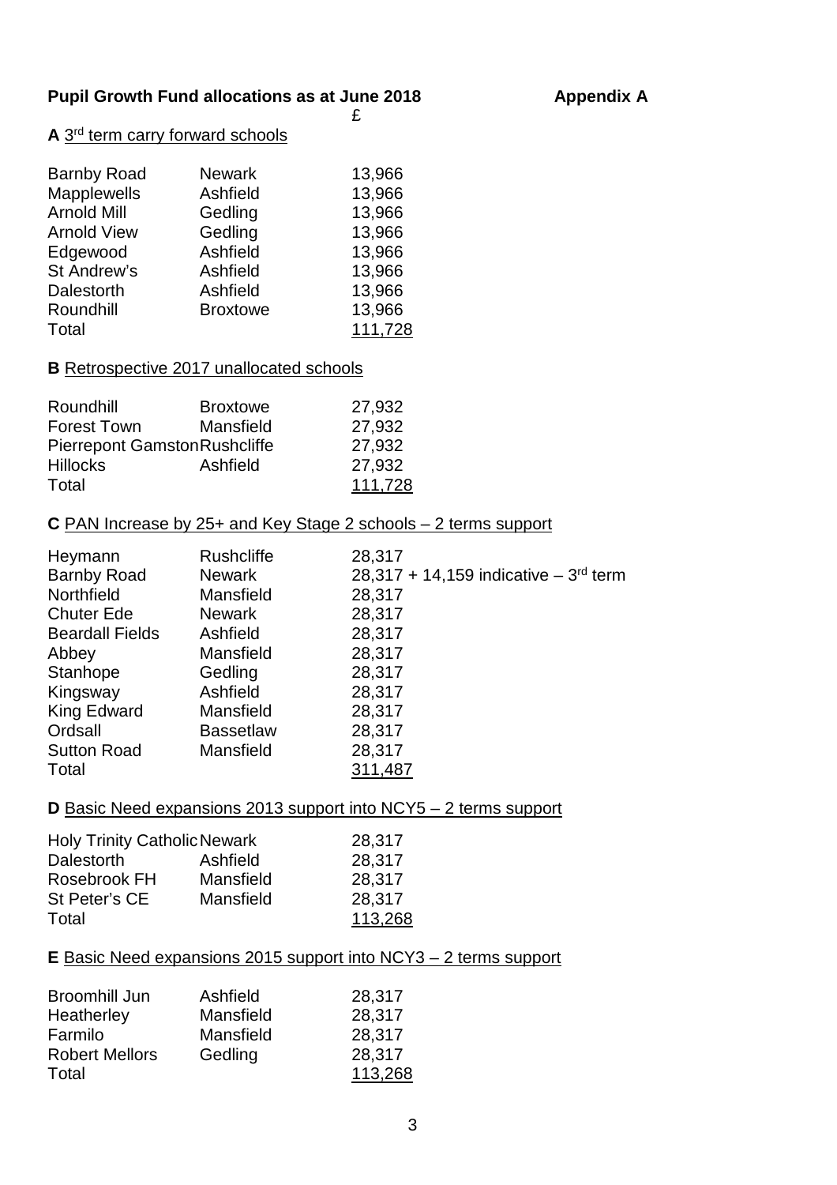**Pupil Growth Fund allocations as at June 2018** **Appendix A**

**A** 3rd term carry forward schools

| | | £ |
|---|---|---|
| Barnby Road | Newark | 13,966 |
| Mapplewells | Ashfield | 13,966 |
| Arnold Mill | Gedling | 13,966 |
| Arnold View | Gedling | 13,966 |
| Edgewood | Ashfield | 13,966 |
| St Andrew's | Ashfield | 13,966 |
| Dalestorth | Ashfield | 13,966 |
| Roundhill | Broxtowe | 13,966 |
| Total | | 111,728 |

**B** Retrospective 2017 unallocated schools

| | | £ |
|---|---|---|
| Roundhill | Broxtowe | 27,932 |
| Forest Town | Mansfield | 27,932 |
| Pierrepont Gamston | Rushcliffe | 27,932 |
| Hillocks | Ashfield | 27,932 |
| Total | | 111,728 |

**C** PAN Increase by 25+ and Key Stage 2 schools – 2 terms support

| | | £ |
|---|---|---|
| Heymann | Rushcliffe | 28,317 |
| Barnby Road | Newark | 28,317 + 14,159 indicative – 3rd term |
| Northfield | Mansfield | 28,317 |
| Chuter Ede | Newark | 28,317 |
| Beardall Fields | Ashfield | 28,317 |
| Abbey | Mansfield | 28,317 |
| Stanhope | Gedling | 28,317 |
| Kingsway | Ashfield | 28,317 |
| King Edward | Mansfield | 28,317 |
| Ordsall | Bassetlaw | 28,317 |
| Sutton Road | Mansfield | 28,317 |
| Total | | 311,487 |

**D** Basic Need expansions 2013 support into NCY5 – 2 terms support

| | | £ |
|---|---|---|
| Holy Trinity Catholic | Newark | 28,317 |
| Dalestorth | Ashfield | 28,317 |
| Rosebrook FH | Mansfield | 28,317 |
| St Peter's CE | Mansfield | 28,317 |
| Total | | 113,268 |

**E** Basic Need expansions 2015 support into NCY3 – 2 terms support

| | | £ |
|---|---|---|
| Broomhill Jun | Ashfield | 28,317 |
| Heatherley | Mansfield | 28,317 |
| Farmilo | Mansfield | 28,317 |
| Robert Mellors | Gedling | 28,317 |
| Total | | 113,268 |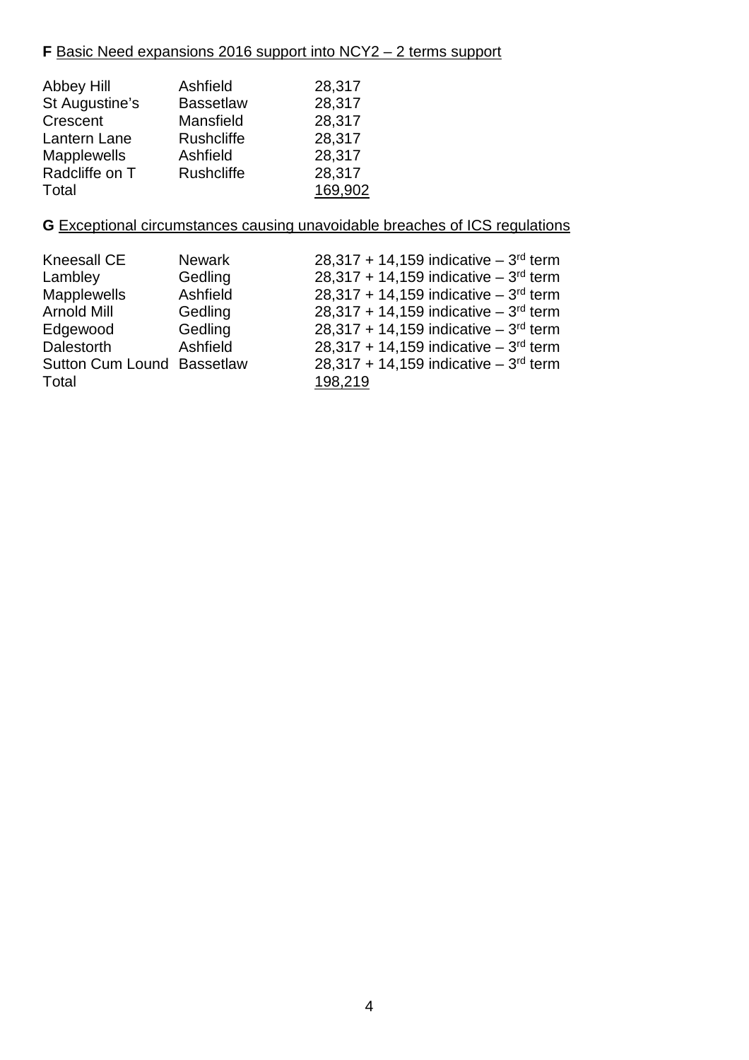**F** Basic Need expansions 2016 support into NCY2 – 2 terms support

| | | |
|---|---|---|
| Abbey Hill | Ashfield | 28,317 |
| St Augustine's | Bassetlaw | 28,317 |
| Crescent | Mansfield | 28,317 |
| Lantern Lane | Rushcliffe | 28,317 |
| Mapplewells | Ashfield | 28,317 |
| Radcliffe on T | Rushcliffe | 28,317 |
| Total | | 169,902 |

**G** Exceptional circumstances causing unavoidable breaches of ICS regulations

| | | |
|---|---|---|
| Kneesall CE | Newark | 28,317 + 14,159 indicative – 3rd term |
| Lambley | Gedling | 28,317 + 14,159 indicative – 3rd term |
| Mapplewells | Ashfield | 28,317 + 14,159 indicative – 3rd term |
| Arnold Mill | Gedling | 28,317 + 14,159 indicative – 3rd term |
| Edgewood | Gedling | 28,317 + 14,159 indicative – 3rd term |
| Dalestorth | Ashfield | 28,317 + 14,159 indicative – 3rd term |
| Sutton Cum Lound | Bassetlaw | 28,317 + 14,159 indicative – 3rd term |
| Total | | 198,219 |